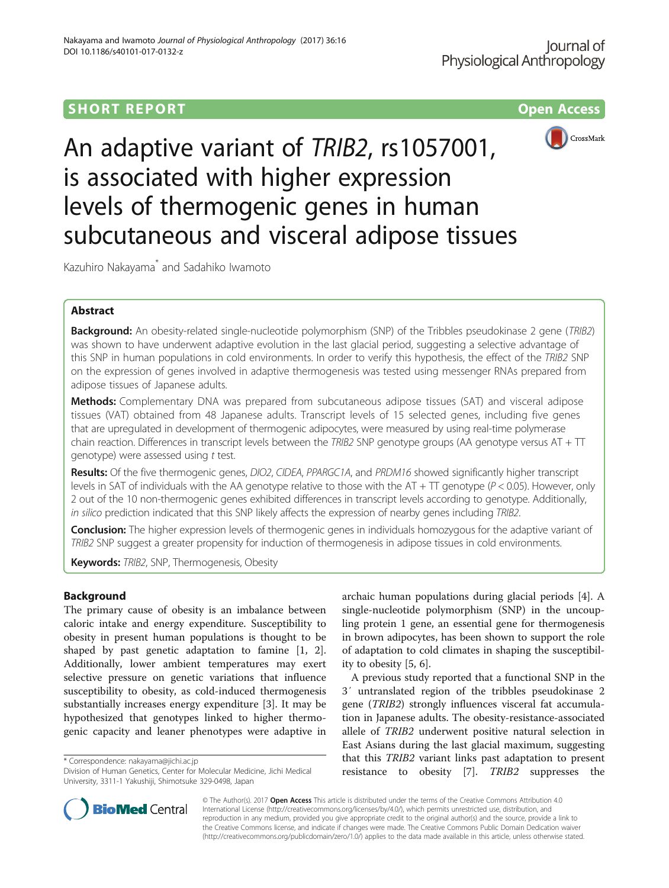SHORT REPORT

Open Access

# An adaptive variant of *TRIB2*, rs1057001, is associated with higher expression levels of thermogenic genes in human subcutaneous and visceral adipose tissues

Kazuhiro Nakayama* and Sadahiko Iwamoto

## Abstract

**Background:** An obesity-related single-nucleotide polymorphism (SNP) of the Tribbles pseudokinase 2 gene (*TRIB2*) was shown to have underwent adaptive evolution in the last glacial period, suggesting a selective advantage of this SNP in human populations in cold environments. In order to verify this hypothesis, the effect of the *TRIB2* SNP on the expression of genes involved in adaptive thermogenesis was tested using messenger RNAs prepared from adipose tissues of Japanese adults.

**Methods:** Complementary DNA was prepared from subcutaneous adipose tissues (SAT) and visceral adipose tissues (VAT) obtained from 48 Japanese adults. Transcript levels of 15 selected genes, including five genes that are upregulated in development of thermogenic adipocytes, were measured by using real-time polymerase chain reaction. Differences in transcript levels between the *TRIB2* SNP genotype groups (AA genotype versus AT + TT genotype) were assessed using *t* test.

**Results:** Of the five thermogenic genes, *DIO2*, *CIDEA*, *PPARGC1A*, and *PRDM16* showed significantly higher transcript levels in SAT of individuals with the AA genotype relative to those with the AT + TT genotype ($P < 0.05$). However, only 2 out of the 10 non-thermogenic genes exhibited differences in transcript levels according to genotype. Additionally, *in silico* prediction indicated that this SNP likely affects the expression of nearby genes including *TRIB2*.

**Conclusion:** The higher expression levels of thermogenic genes in individuals homozygous for the adaptive variant of *TRIB2* SNP suggest a greater propensity for induction of thermogenesis in adipose tissues in cold environments.

**Keywords:** *TRIB2*, SNP, Thermogenesis, Obesity

## Background

The primary cause of obesity is an imbalance between caloric intake and energy expenditure. Susceptibility to obesity in present human populations is thought to be shaped by past genetic adaptation to famine [1, 2]. Additionally, lower ambient temperatures may exert selective pressure on genetic variations that influence susceptibility to obesity, as cold-induced thermogenesis substantially increases energy expenditure [3]. It may be hypothesized that genotypes linked to higher thermogenic capacity and leaner phenotypes were adaptive in archaic human populations during glacial periods [4]. A single-nucleotide polymorphism (SNP) in the uncoupling protein 1 gene, an essential gene for thermogenesis in brown adipocytes, has been shown to support the role of adaptation to cold climates in shaping the susceptibility to obesity [5, 6].

A previous study reported that a functional SNP in the 3′ untranslated region of the tribbles pseudokinase 2 gene (*TRIB2*) strongly influences visceral fat accumulation in Japanese adults. The obesity-resistance-associated allele of *TRIB2* underwent positive natural selection in East Asians during the last glacial maximum, suggesting that this *TRIB2* variant links past adaptation to present resistance to obesity [7]. *TRIB2* suppresses the

* Correspondence: nakayama@jichi.ac.jp
Division of Human Genetics, Center for Molecular Medicine, Jichi Medical University, 3311-1 Yakushiji, Shimotsuke 329-0498, Japan

© The Author(s). 2017 **Open Access** This article is distributed under the terms of the Creative Commons Attribution 4.0 International License (http://creativecommons.org/licenses/by/4.0/), which permits unrestricted use, distribution, and reproduction in any medium, provided you give appropriate credit to the original author(s) and the source, provide a link to the Creative Commons license, and indicate if changes were made. The Creative Commons Public Domain Dedication waiver (http://creativecommons.org/publicdomain/zero/1.0/) applies to the data made available in this article, unless otherwise stated.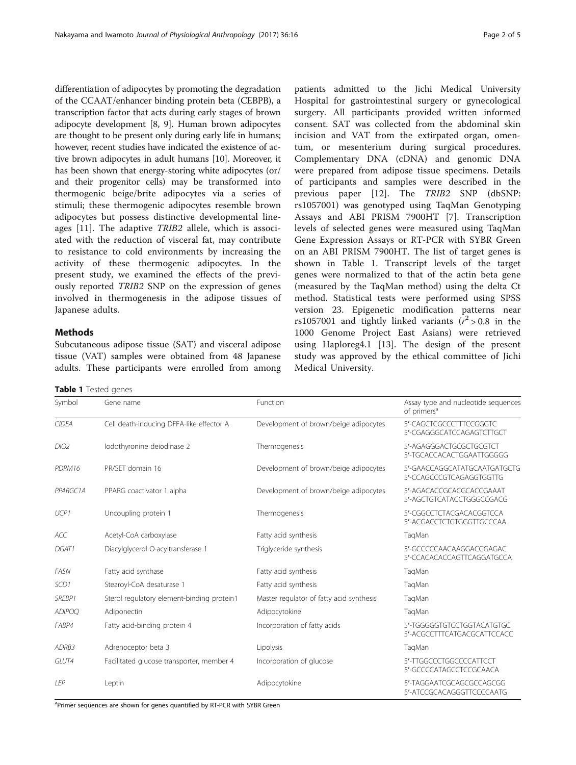differentiation of adipocytes by promoting the degradation of the CCAAT/enhancer binding protein beta (CEBPB), a transcription factor that acts during early stages of brown adipocyte development [8, 9]. Human brown adipocytes are thought to be present only during early life in humans; however, recent studies have indicated the existence of active brown adipocytes in adult humans [10]. Moreover, it has been shown that energy-storing white adipocytes (or/and their progenitor cells) may be transformed into thermogenic beige/brite adipocytes via a series of stimuli; these thermogenic adipocytes resemble brown adipocytes but possess distinctive developmental lineages [11]. The adaptive *TRIB2* allele, which is associated with the reduction of visceral fat, may contribute to resistance to cold environments by increasing the activity of these thermogenic adipocytes. In the present study, we examined the effects of the previously reported *TRIB2* SNP on the expression of genes involved in thermogenesis in the adipose tissues of Japanese adults.

## Methods

Subcutaneous adipose tissue (SAT) and visceral adipose tissue (VAT) samples were obtained from 48 Japanese adults. These participants were enrolled from among patients admitted to the Jichi Medical University Hospital for gastrointestinal surgery or gynecological surgery. All participants provided written informed consent. SAT was collected from the abdominal skin incision and VAT from the extirpated organ, omentum, or mesenterium during surgical procedures. Complementary DNA (cDNA) and genomic DNA were prepared from adipose tissue specimens. Details of participants and samples were described in the previous paper [12]. The *TRIB2* SNP (dbSNP: rs1057001) was genotyped using TaqMan Genotyping Assays and ABI PRISM 7900HT [7]. Transcription levels of selected genes were measured using TaqMan Gene Expression Assays or RT-PCR with SYBR Green on an ABI PRISM 7900HT. The list of target genes is shown in Table 1. Transcript levels of the target genes were normalized to that of the actin beta gene (measured by the TaqMan method) using the delta Ct method. Statistical tests were performed using SPSS version 23. Epigenetic modification patterns near rs1057001 and tightly linked variants ($r^2 > 0.8$ in the 1000 Genome Project East Asians) were retrieved using Haploreg4.1 [13]. The design of the present study was approved by the ethical committee of Jichi Medical University.

**Table 1** Tested genes

| Symbol | Gene name | Function | Assay type and nucleotide sequences of primers[a] |
|---|---|---|---|
| *CIDEA* | Cell death-inducing DFFA-like effector A | Development of brown/beige adipocytes | 5′-CAGCTCGCCCTTTCCGGGTC<br>5′-CGAGGGCATCCAGAGTCTTGCT |
| *DIO2* | Iodothyronine deiodinase 2 | Thermogenesis | 5′-AGAGGGACTGCGCTGCGTCT<br>5′-TGCACCACACTGGAATTGGGGG |
| *PDRM16* | PR/SET domain 16 | Development of brown/beige adipocytes | 5′-GAACCAGGCATATGCAATGATGCTG<br>5′-CCAGCCCGTCAGAGGTGGTTG |
| *PPARGC1A* | PPARG coactivator 1 alpha | Development of brown/beige adipocytes | 5′-AGACACCGCACGCACCGAAAT<br>5′-AGCTGTCATACCTGGGCCGACG |
| *UCP1* | Uncoupling protein 1 | Thermogenesis | 5′-CGGCCTCTACGACACGGTCCA<br>5′-ACGACCTCTGTGGGTTGCCCAA |
| *ACC* | Acetyl-CoA carboxylase | Fatty acid synthesis | TaqMan |
| *DGAT1* | Diacylglycerol O-acyltransferase 1 | Triglyceride synthesis | 5′-GCCCCCAACAAGGACGGAGAC<br>5′-CCACACACCAGTTCAGGATGCCA |
| *FASN* | Fatty acid synthase | Fatty acid synthesis | TaqMan |
| *SCD1* | Stearoyl-CoA desaturase 1 | Fatty acid synthesis | TaqMan |
| *SREBP1* | Sterol regulatory element-binding protein1 | Master regulator of fatty acid synthesis | TaqMan |
| *ADIPOQ* | Adiponectin | Adipocytokine | TaqMan |
| *FABP4* | Fatty acid-binding protein 4 | Incorporation of fatty acids | 5′-TGGGGGTGTCCTGGTACATGTGC<br>5′-ACGCCTTTCATGACGCATTCCACC |
| *ADRB3* | Adrenoceptor beta 3 | Lipolysis | TaqMan |
| *GLUT4* | Facilitated glucose transporter, member 4 | Incorporation of glucose | 5′-TTGGCCCTGGCCCCATTCCT<br>5′-GCCCCATAGCCTCCGCAACA |
| *LEP* | Leptin | Adipocytokine | 5′-TAGGAATCGCAGCGCCAGCGG<br>5′-ATCCGCACAGGGTTCCCCAATG |

[a]Primer sequences are shown for genes quantified by RT-PCR with SYBR Green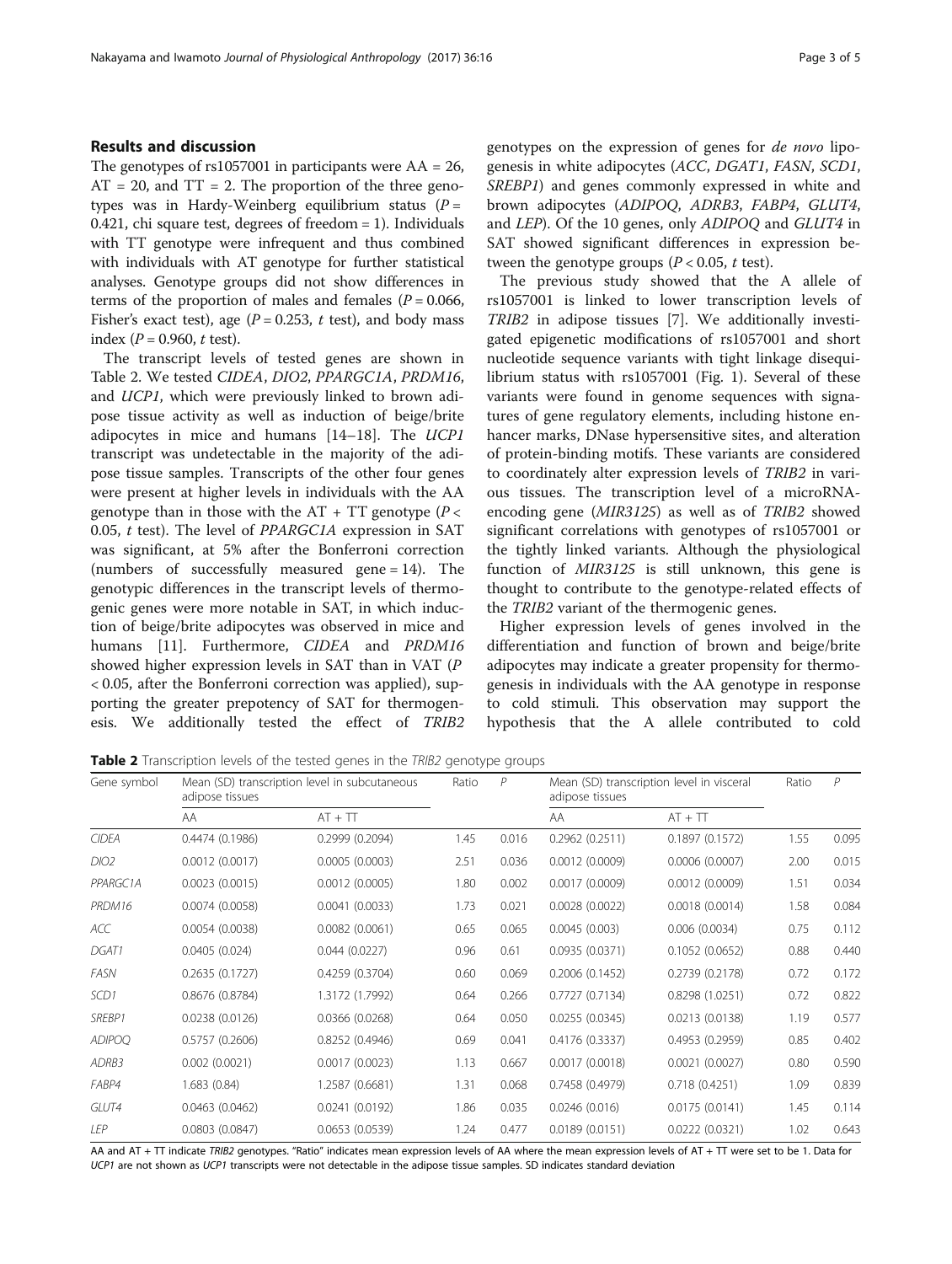## Results and discussion

The genotypes of rs1057001 in participants were AA = 26, AT = 20, and TT = 2. The proportion of the three genotypes was in Hardy-Weinberg equilibrium status ($P$ = 0.421, chi square test, degrees of freedom = 1). Individuals with TT genotype were infrequent and thus combined with individuals with AT genotype for further statistical analyses. Genotype groups did not show differences in terms of the proportion of males and females ($P$ = 0.066, Fisher's exact test), age ($P$ = 0.253, $t$ test), and body mass index ($P$ = 0.960, $t$ test).

The transcript levels of tested genes are shown in Table 2. We tested *CIDEA*, *DIO2*, *PPARGC1A*, *PRDM16*, and *UCP1*, which were previously linked to brown adipose tissue activity as well as induction of beige/brite adipocytes in mice and humans [14–18]. The *UCP1* transcript was undetectable in the majority of the adipose tissue samples. Transcripts of the other four genes were present at higher levels in individuals with the AA genotype than in those with the AT + TT genotype ($P$ < 0.05, $t$ test). The level of *PPARGC1A* expression in SAT was significant, at 5% after the Bonferroni correction (numbers of successfully measured gene = 14). The genotypic differences in the transcript levels of thermogenic genes were more notable in SAT, in which induction of beige/brite adipocytes was observed in mice and humans [11]. Furthermore, *CIDEA* and *PRDM16* showed higher expression levels in SAT than in VAT ($P$ < 0.05, after the Bonferroni correction was applied), supporting the greater prepotency of SAT for thermogenesis. We additionally tested the effect of *TRIB2* genotypes on the expression of genes for *de novo* lipogenesis in white adipocytes (*ACC*, *DGAT1*, *FASN*, *SCD1*, *SREBP1*) and genes commonly expressed in white and brown adipocytes (*ADIPOQ*, *ADRB3*, *FABP4*, *GLUT4*, and *LEP*). Of the 10 genes, only *ADIPOQ* and *GLUT4* in SAT showed significant differences in expression between the genotype groups ($P$ < 0.05, $t$ test).

The previous study showed that the A allele of rs1057001 is linked to lower transcription levels of *TRIB2* in adipose tissues [7]. We additionally investigated epigenetic modifications of rs1057001 and short nucleotide sequence variants with tight linkage disequilibrium status with rs1057001 (Fig. 1). Several of these variants were found in genome sequences with signatures of gene regulatory elements, including histone enhancer marks, DNase hypersensitive sites, and alteration of protein-binding motifs. These variants are considered to coordinately alter expression levels of *TRIB2* in various tissues. The transcription level of a microRNA-encoding gene (*MIR3125*) as well as of *TRIB2* showed significant correlations with genotypes of rs1057001 or the tightly linked variants. Although the physiological function of *MIR3125* is still unknown, this gene is thought to contribute to the genotype-related effects of the *TRIB2* variant of the thermogenic genes.

Higher expression levels of genes involved in the differentiation and function of brown and beige/brite adipocytes may indicate a greater propensity for thermogenesis in individuals with the AA genotype in response to cold stimuli. This observation may support the hypothesis that the A allele contributed to cold

**Table 2** Transcription levels of the tested genes in the *TRIB2* genotype groups

| Gene symbol | Mean (SD) transcription level in subcutaneous adipose tissues | | Ratio | $P$ | Mean (SD) transcription level in visceral adipose tissues | | Ratio | $P$ |
|---|---|---|---|---|---|---|---|---|
| | AA | AT + TT | | | AA | AT + TT | | |
| *CIDEA* | 0.4474 (0.1986) | 0.2999 (0.2094) | 1.45 | 0.016 | 0.2962 (0.2511) | 0.1897 (0.1572) | 1.55 | 0.095 |
| *DIO2* | 0.0012 (0.0017) | 0.0005 (0.0003) | 2.51 | 0.036 | 0.0012 (0.0009) | 0.0006 (0.0007) | 2.00 | 0.015 |
| *PPARGC1A* | 0.0023 (0.0015) | 0.0012 (0.0005) | 1.80 | 0.002 | 0.0017 (0.0009) | 0.0012 (0.0009) | 1.51 | 0.034 |
| *PRDM16* | 0.0074 (0.0058) | 0.0041 (0.0033) | 1.73 | 0.021 | 0.0028 (0.0022) | 0.0018 (0.0014) | 1.58 | 0.084 |
| *ACC* | 0.0054 (0.0038) | 0.0082 (0.0061) | 0.65 | 0.065 | 0.0045 (0.003) | 0.006 (0.0034) | 0.75 | 0.112 |
| *DGAT1* | 0.0405 (0.024) | 0.044 (0.0227) | 0.96 | 0.61 | 0.0935 (0.0371) | 0.1052 (0.0652) | 0.88 | 0.440 |
| *FASN* | 0.2635 (0.1727) | 0.4259 (0.3704) | 0.60 | 0.069 | 0.2006 (0.1452) | 0.2739 (0.2178) | 0.72 | 0.172 |
| *SCD1* | 0.8676 (0.8784) | 1.3172 (1.7992) | 0.64 | 0.266 | 0.7727 (0.7134) | 0.8298 (1.0251) | 0.72 | 0.822 |
| *SREBP1* | 0.0238 (0.0126) | 0.0366 (0.0268) | 0.64 | 0.050 | 0.0255 (0.0345) | 0.0213 (0.0138) | 1.19 | 0.577 |
| *ADIPOQ* | 0.5757 (0.2606) | 0.8252 (0.4946) | 0.69 | 0.041 | 0.4176 (0.3337) | 0.4953 (0.2959) | 0.85 | 0.402 |
| *ADRB3* | 0.002 (0.0021) | 0.0017 (0.0023) | 1.13 | 0.667 | 0.0017 (0.0018) | 0.0021 (0.0027) | 0.80 | 0.590 |
| *FABP4* | 1.683 (0.84) | 1.2587 (0.6681) | 1.31 | 0.068 | 0.7458 (0.4979) | 0.718 (0.4251) | 1.09 | 0.839 |
| *GLUT4* | 0.0463 (0.0462) | 0.0241 (0.0192) | 1.86 | 0.035 | 0.0246 (0.016) | 0.0175 (0.0141) | 1.45 | 0.114 |
| *LEP* | 0.0803 (0.0847) | 0.0653 (0.0539) | 1.24 | 0.477 | 0.0189 (0.0151) | 0.0222 (0.0321) | 1.02 | 0.643 |

AA and AT + TT indicate *TRIB2* genotypes. "Ratio" indicates mean expression levels of AA where the mean expression levels of AT + TT were set to be 1. Data for *UCP1* are not shown as *UCP1* transcripts were not detectable in the adipose tissue samples. SD indicates standard deviation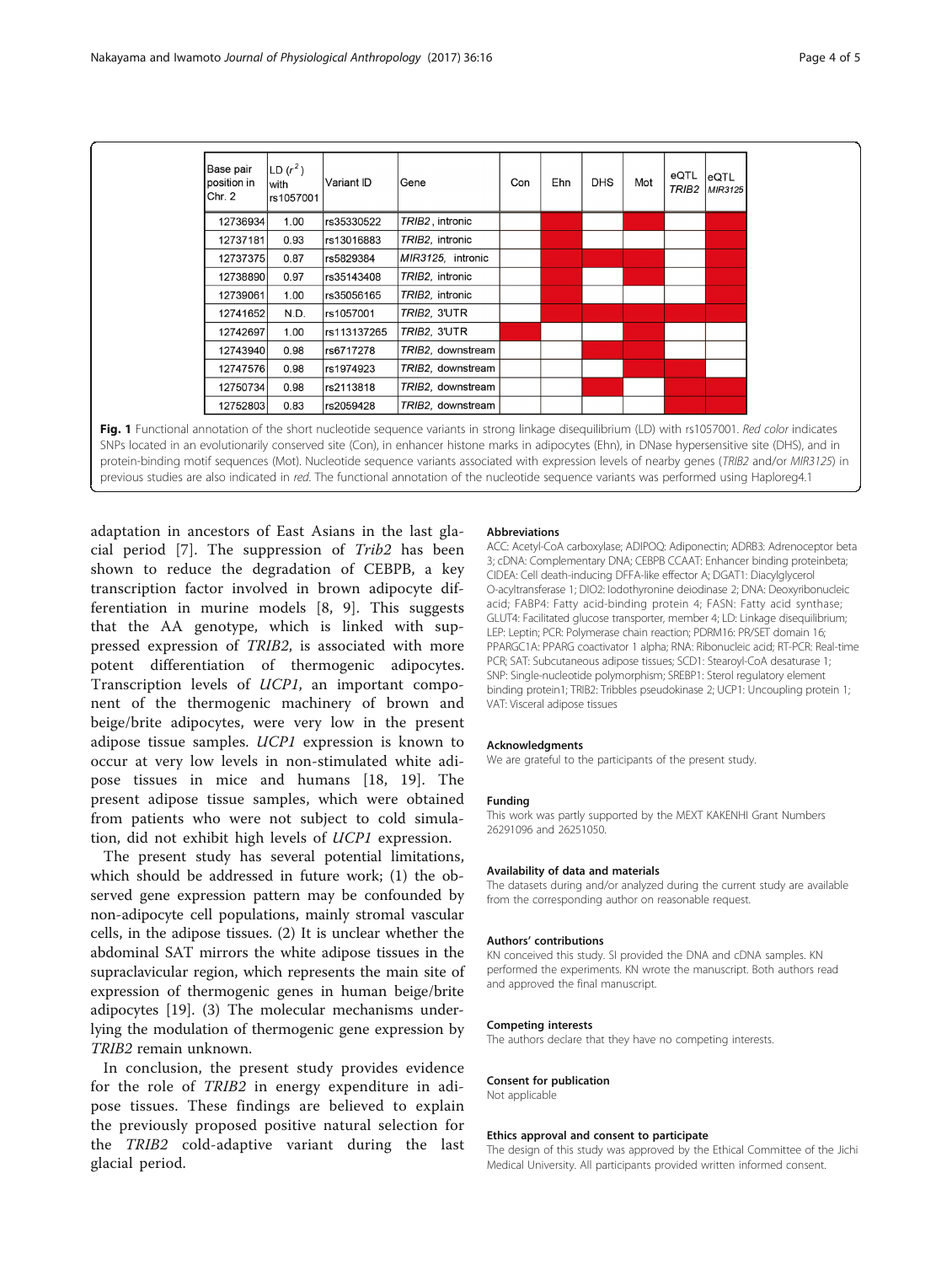| Base pair position in Chr. 2 | LD ($r^2$) with rs1057001 | Variant ID | Gene | Con | Ehn | DHS | Mot | eQTL *TRIB2* | eQTL *MIR3125* |
|---|---|---|---|---|---|---|---|---|---|
| 12736934 | 1.00 | rs35330522 | *TRIB2*, intronic | | ■ | | ■ | | ■ |
| 12737181 | 0.93 | rs13016883 | *TRIB2*, intronic | | ■ | | | | ■ |
| 12737375 | 0.87 | rs5829384 | *MIR3125*, intronic | | ■ | ■ | ■ | | ■ |
| 12738890 | 0.97 | rs35143408 | *TRIB2*, intronic | | ■ | | ■ | | ■ |
| 12739061 | 1.00 | rs35056165 | *TRIB2*, intronic | | ■ | | ■ | | ■ |
| 12741652 | N.D. | rs1057001 | *TRIB2*, 3'UTR | | ■ | ■ | ■ | | ■ |
| 12742697 | 1.00 | rs113137265 | *TRIB2*, 3'UTR | ■ | | | ■ | | |
| 12743940 | 0.98 | rs6717278 | *TRIB2*, downstream | | | ■ | ■ | | |
| 12747576 | 0.98 | rs1974923 | *TRIB2*, downstream | | | | ■ | ■ | |
| 12750734 | 0.98 | rs2113818 | *TRIB2*, downstream | | | ■ | | ■ | ■ |
| 12752803 | 0.83 | rs2059428 | *TRIB2*, downstream | | | | | ■ | ■ |

**Fig. 1** Functional annotation of the short nucleotide sequence variants in strong linkage disequilibrium (LD) with rs1057001. *Red color* indicates SNPs located in an evolutionarily conserved site (Con), in enhancer histone marks in adipocytes (Ehn), in DNase hypersensitive site (DHS), and in protein-binding motif sequences (Mot). Nucleotide sequence variants associated with expression levels of nearby genes (*TRIB2* and/or *MIR3125*) in previous studies are also indicated in *red*. The functional annotation of the nucleotide sequence variants was performed using Haploreg4.1

adaptation in ancestors of East Asians in the last glacial period [7]. The suppression of *Trib2* has been shown to reduce the degradation of CEBPB, a key transcription factor involved in brown adipocyte differentiation in murine models [8, 9]. This suggests that the AA genotype, which is linked with suppressed expression of *TRIB2*, is associated with more potent differentiation of thermogenic adipocytes. Transcription levels of *UCP1*, an important component of the thermogenic machinery of brown and beige/brite adipocytes, were very low in the present adipose tissue samples. *UCP1* expression is known to occur at very low levels in non-stimulated white adipose tissues in mice and humans [18, 19]. The present adipose tissue samples, which were obtained from patients who were not subject to cold simulation, did not exhibit high levels of *UCP1* expression.

The present study has several potential limitations, which should be addressed in future work; (1) the observed gene expression pattern may be confounded by non-adipocyte cell populations, mainly stromal vascular cells, in the adipose tissues. (2) It is unclear whether the abdominal SAT mirrors the white adipose tissues in the supraclavicular region, which represents the main site of expression of thermogenic genes in human beige/brite adipocytes [19]. (3) The molecular mechanisms underlying the modulation of thermogenic gene expression by *TRIB2* remain unknown.

In conclusion, the present study provides evidence for the role of *TRIB2* in energy expenditure in adipose tissues. These findings are believed to explain the previously proposed positive natural selection for the *TRIB2* cold-adaptive variant during the last glacial period.

#### Abbreviations

ACC: Acetyl-CoA carboxylase; ADIPOQ: Adiponectin; ADRB3: Adrenoceptor beta 3; cDNA: Complementary DNA; CEBPB CCAAT: Enhancer binding proteinbeta; CIDEA: Cell death-inducing DFFA-like effector A; DGAT1: Diacylglycerol O-acyltransferase 1; DIO2: Iodothyronine deiodinase 2; DNA: Deoxyribonucleic acid; FABP4: Fatty acid-binding protein 4; FASN: Fatty acid synthase; GLUT4: Facilitated glucose transporter, member 4; LD: Linkage disequilibrium; LEP: Leptin; PCR: Polymerase chain reaction; PDRM16: PR/SET domain 16; PPARGC1A: PPARG coactivator 1 alpha; RNA: Ribonucleic acid; RT-PCR: Real-time PCR; SAT: Subcutaneous adipose tissues; SCD1: Stearoyl-CoA desaturase 1; SNP: Single-nucleotide polymorphism; SREBP1: Sterol regulatory element binding protein1; TRIB2: Tribbles pseudokinase 2; UCP1: Uncoupling protein 1; VAT: Visceral adipose tissues

#### Acknowledgments

We are grateful to the participants of the present study.

#### Funding

This work was partly supported by the MEXT KAKENHI Grant Numbers 26291096 and 26251050.

#### Availability of data and materials

The datasets during and/or analyzed during the current study are available from the corresponding author on reasonable request.

#### Authors' contributions

KN conceived this study. SI provided the DNA and cDNA samples. KN performed the experiments. KN wrote the manuscript. Both authors read and approved the final manuscript.

#### Competing interests

The authors declare that they have no competing interests.

#### Consent for publication

Not applicable

#### Ethics approval and consent to participate

The design of this study was approved by the Ethical Committee of the Jichi Medical University. All participants provided written informed consent.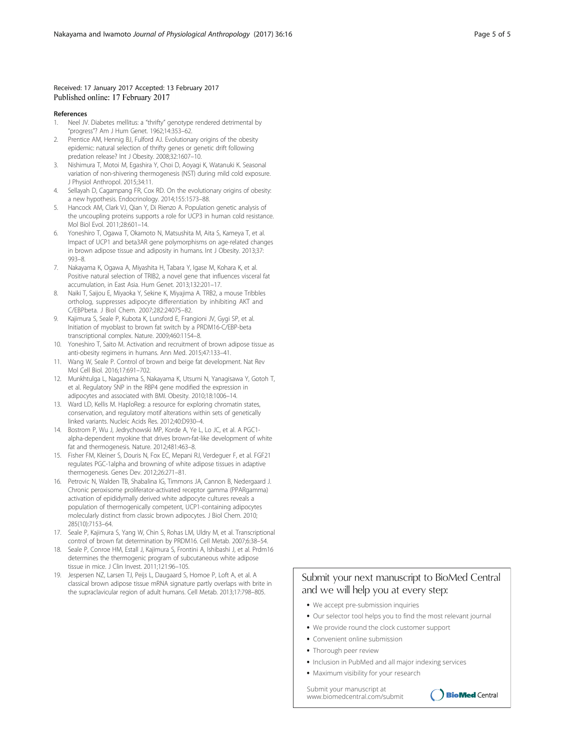Received: 17 January 2017 Accepted: 13 February 2017
Published online: 17 February 2017

## References

1. Neel JV. Diabetes mellitus: a "thrifty" genotype rendered detrimental by "progress"? Am J Hum Genet. 1962;14:353–62.
2. Prentice AM, Hennig BJ, Fulford AJ. Evolutionary origins of the obesity epidemic: natural selection of thrifty genes or genetic drift following predation release? Int J Obesity. 2008;32:1607–10.
3. Nishimura T, Motoi M, Egashira Y, Choi D, Aoyagi K, Watanuki K. Seasonal variation of non-shivering thermogenesis (NST) during mild cold exposure. J Physiol Anthropol. 2015;34:11.
4. Sellayah D, Cagampang FR, Cox RD. On the evolutionary origins of obesity: a new hypothesis. Endocrinology. 2014;155:1573–88.
5. Hancock AM, Clark VJ, Qian Y, Di Rienzo A. Population genetic analysis of the uncoupling proteins supports a role for UCP3 in human cold resistance. Mol Biol Evol. 2011;28:601–14.
6. Yoneshiro T, Ogawa T, Okamoto N, Matsushita M, Aita S, Kameya T, et al. Impact of UCP1 and beta3AR gene polymorphisms on age-related changes in brown adipose tissue and adiposity in humans. Int J Obesity. 2013;37: 993–8.
7. Nakayama K, Ogawa A, Miyashita H, Tabara Y, Igase M, Kohara K, et al. Positive natural selection of TRIB2, a novel gene that influences visceral fat accumulation, in East Asia. Hum Genet. 2013;132:201–17.
8. Naiki T, Saijou E, Miyaoka Y, Sekine K, Miyajima A. TRB2, a mouse Tribbles ortholog, suppresses adipocyte differentiation by inhibiting AKT and C/EBPbeta. J Biol Chem. 2007;282:24075–82.
9. Kajimura S, Seale P, Kubota K, Lunsford E, Frangioni JV, Gygi SP, et al. Initiation of myoblast to brown fat switch by a PRDM16-C/EBP-beta transcriptional complex. Nature. 2009;460:1154–8.
10. Yoneshiro T, Saito M. Activation and recruitment of brown adipose tissue as anti-obesity regimens in humans. Ann Med. 2015;47:133–41.
11. Wang W, Seale P. Control of brown and beige fat development. Nat Rev Mol Cell Biol. 2016;17:691–702.
12. Munkhtulga L, Nagashima S, Nakayama K, Utsumi N, Yanagisawa Y, Gotoh T, et al. Regulatory SNP in the RBP4 gene modified the expression in adipocytes and associated with BMI. Obesity. 2010;18:1006–14.
13. Ward LD, Kellis M. HaploReg: a resource for exploring chromatin states, conservation, and regulatory motif alterations within sets of genetically linked variants. Nucleic Acids Res. 2012;40:D930–4.
14. Bostrom P, Wu J, Jedrychowski MP, Korde A, Ye L, Lo JC, et al. A PGC1-alpha-dependent myokine that drives brown-fat-like development of white fat and thermogenesis. Nature. 2012;481:463–8.
15. Fisher FM, Kleiner S, Douris N, Fox EC, Mepani RJ, Verdeguer F, et al. FGF21 regulates PGC-1alpha and browning of white adipose tissues in adaptive thermogenesis. Genes Dev. 2012;26:271–81.
16. Petrovic N, Walden TB, Shabalina IG, Timmons JA, Cannon B, Nedergaard J. Chronic peroxisome proliferator-activated receptor gamma (PPARgamma) activation of epididymally derived white adipocyte cultures reveals a population of thermogenically competent, UCP1-containing adipocytes molecularly distinct from classic brown adipocytes. J Biol Chem. 2010; 285(10):7153–64.
17. Seale P, Kajimura S, Yang W, Chin S, Rohas LM, Uldry M, et al. Transcriptional control of brown fat determination by PRDM16. Cell Metab. 2007;6:38–54.
18. Seale P, Conroe HM, Estall J, Kajimura S, Frontini A, Ishibashi J, et al. Prdm16 determines the thermogenic program of subcutaneous white adipose tissue in mice. J Clin Invest. 2011;121:96–105.
19. Jespersen NZ, Larsen TJ, Peijs L, Daugaard S, Homoe P, Loft A, et al. A classical brown adipose tissue mRNA signature partly overlaps with brite in the supraclavicular region of adult humans. Cell Metab. 2013;17:798–805.

Submit your next manuscript to BioMed Central and we will help you at every step:

- We accept pre-submission inquiries
- Our selector tool helps you to find the most relevant journal
- We provide round the clock customer support
- Convenient online submission
- Thorough peer review
- Inclusion in PubMed and all major indexing services
- Maximum visibility for your research

Submit your manuscript at
www.biomedcentral.com/submit

BioMed Central